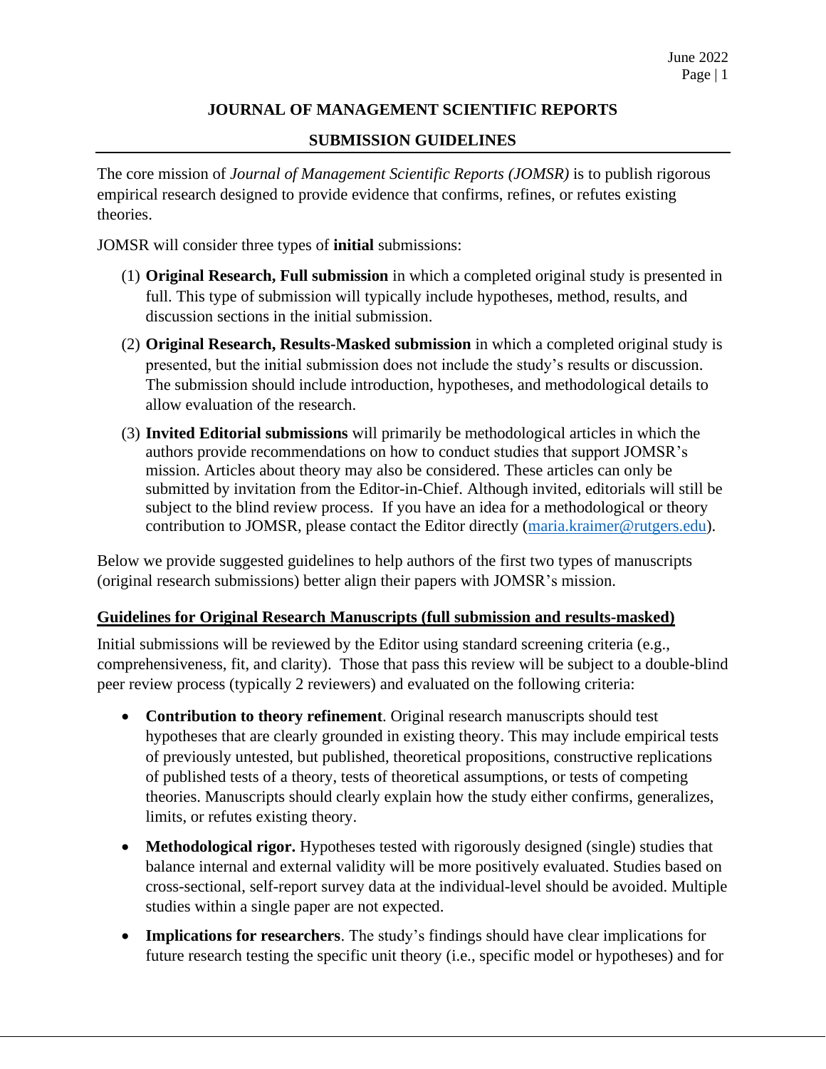# JOURNAL OF MANAGEMENT SCIENTIFIC REPORTS

## SUBMISSION GUIDELINES

The core mission of *Journal of Management Scientific Reports (JOMSR)* is to publish rigorous empirical research designed to provide evidence that confirms, refines, or refutes existing theories.

JOMSR will consider three types of **initial** submissions:

(1) **Original Research, Full submission** in which a completed original study is presented in full. This type of submission will typically include hypotheses, method, results, and discussion sections in the initial submission.

(2) **Original Research, Results-Masked submission** in which a completed original study is presented, but the initial submission does not include the study's results or discussion. The submission should include introduction, hypotheses, and methodological details to allow evaluation of the research.

(3) **Invited Editorial submissions** will primarily be methodological articles in which the authors provide recommendations on how to conduct studies that support JOMSR's mission. Articles about theory may also be considered. These articles can only be submitted by invitation from the Editor-in-Chief. Although invited, editorials will still be subject to the blind review process. If you have an idea for a methodological or theory contribution to JOMSR, please contact the Editor directly (maria.kraimer@rutgers.edu).

Below we provide suggested guidelines to help authors of the first two types of manuscripts (original research submissions) better align their papers with JOMSR's mission.

### Guidelines for Original Research Manuscripts (full submission and results-masked)

Initial submissions will be reviewed by the Editor using standard screening criteria (e.g., comprehensiveness, fit, and clarity). Those that pass this review will be subject to a double-blind peer review process (typically 2 reviewers) and evaluated on the following criteria:

- **Contribution to theory refinement**. Original research manuscripts should test hypotheses that are clearly grounded in existing theory. This may include empirical tests of previously untested, but published, theoretical propositions, constructive replications of published tests of a theory, tests of theoretical assumptions, or tests of competing theories. Manuscripts should clearly explain how the study either confirms, generalizes, limits, or refutes existing theory.
- **Methodological rigor.** Hypotheses tested with rigorously designed (single) studies that balance internal and external validity will be more positively evaluated. Studies based on cross-sectional, self-report survey data at the individual-level should be avoided. Multiple studies within a single paper are not expected.
- **Implications for researchers**. The study's findings should have clear implications for future research testing the specific unit theory (i.e., specific model or hypotheses) and for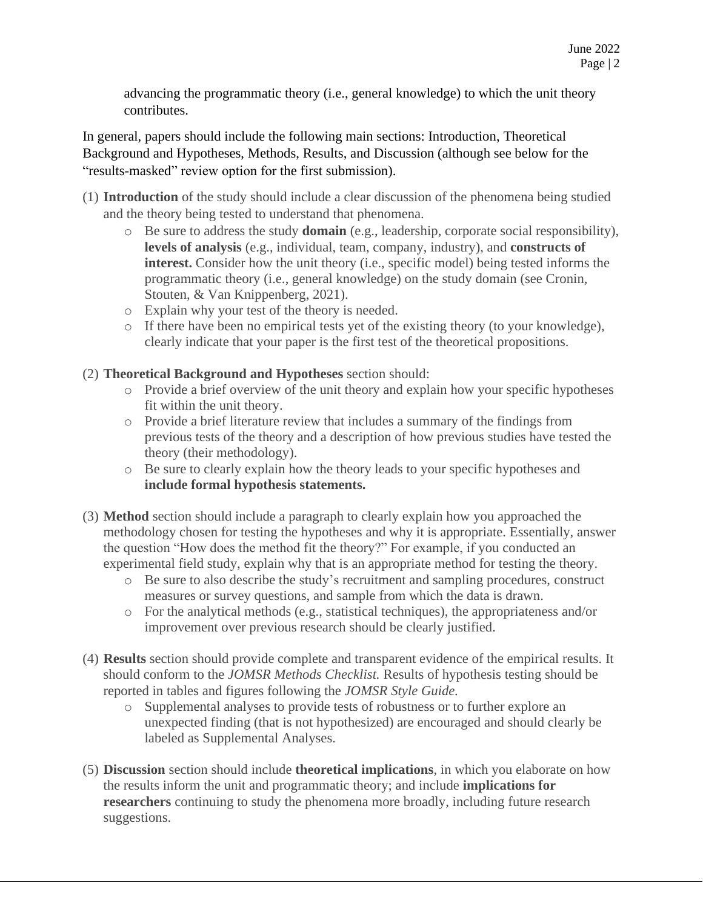advancing the programmatic theory (i.e., general knowledge) to which the unit theory contributes.

In general, papers should include the following main sections: Introduction, Theoretical Background and Hypotheses, Methods, Results, and Discussion (although see below for the "results-masked" review option for the first submission).

(1) **Introduction** of the study should include a clear discussion of the phenomena being studied and the theory being tested to understand that phenomena.
   - Be sure to address the study **domain** (e.g., leadership, corporate social responsibility), **levels of analysis** (e.g., individual, team, company, industry), and **constructs of interest.** Consider how the unit theory (i.e., specific model) being tested informs the programmatic theory (i.e., general knowledge) on the study domain (see Cronin, Stouten, & Van Knippenberg, 2021).
   - Explain why your test of the theory is needed.
   - If there have been no empirical tests yet of the existing theory (to your knowledge), clearly indicate that your paper is the first test of the theoretical propositions.

(2) **Theoretical Background and Hypotheses** section should:
   - Provide a brief overview of the unit theory and explain how your specific hypotheses fit within the unit theory.
   - Provide a brief literature review that includes a summary of the findings from previous tests of the theory and a description of how previous studies have tested the theory (their methodology).
   - Be sure to clearly explain how the theory leads to your specific hypotheses and **include formal hypothesis statements.**

(3) **Method** section should include a paragraph to clearly explain how you approached the methodology chosen for testing the hypotheses and why it is appropriate. Essentially, answer the question "How does the method fit the theory?" For example, if you conducted an experimental field study, explain why that is an appropriate method for testing the theory.
   - Be sure to also describe the study's recruitment and sampling procedures, construct measures or survey questions, and sample from which the data is drawn.
   - For the analytical methods (e.g., statistical techniques), the appropriateness and/or improvement over previous research should be clearly justified.

(4) **Results** section should provide complete and transparent evidence of the empirical results. It should conform to the *JOMSR Methods Checklist.* Results of hypothesis testing should be reported in tables and figures following the *JOMSR Style Guide.*
   - Supplemental analyses to provide tests of robustness or to further explore an unexpected finding (that is not hypothesized) are encouraged and should clearly be labeled as Supplemental Analyses.

(5) **Discussion** section should include **theoretical implications**, in which you elaborate on how the results inform the unit and programmatic theory; and include **implications for researchers** continuing to study the phenomena more broadly, including future research suggestions.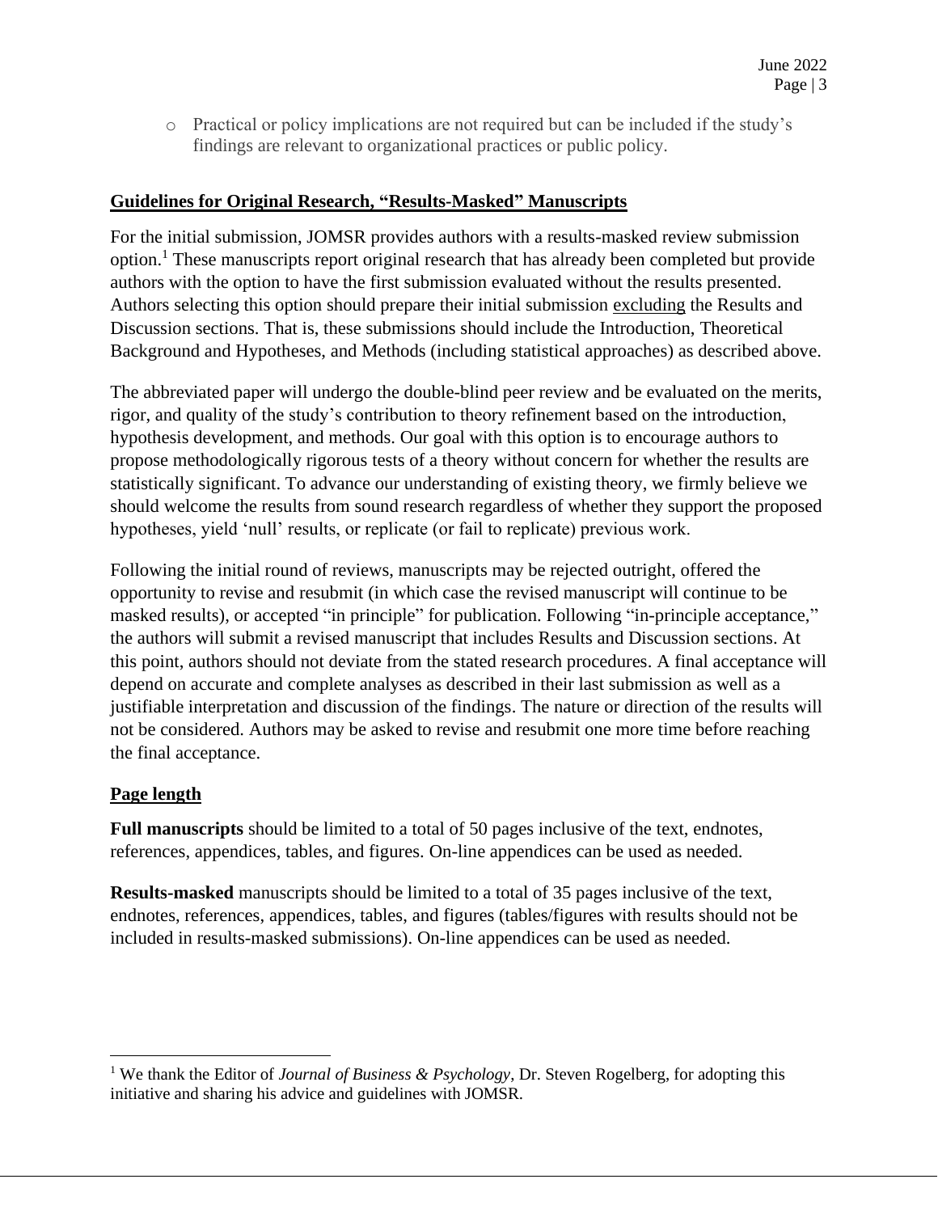- Practical or policy implications are not required but can be included if the study's findings are relevant to organizational practices or public policy.

## Guidelines for Original Research, "Results-Masked" Manuscripts

For the initial submission, JOMSR provides authors with a results-masked review submission option.[1] These manuscripts report original research that has already been completed but provide authors with the option to have the first submission evaluated without the results presented. Authors selecting this option should prepare their initial submission excluding the Results and Discussion sections. That is, these submissions should include the Introduction, Theoretical Background and Hypotheses, and Methods (including statistical approaches) as described above.

The abbreviated paper will undergo the double-blind peer review and be evaluated on the merits, rigor, and quality of the study's contribution to theory refinement based on the introduction, hypothesis development, and methods. Our goal with this option is to encourage authors to propose methodologically rigorous tests of a theory without concern for whether the results are statistically significant. To advance our understanding of existing theory, we firmly believe we should welcome the results from sound research regardless of whether they support the proposed hypotheses, yield 'null' results, or replicate (or fail to replicate) previous work.

Following the initial round of reviews, manuscripts may be rejected outright, offered the opportunity to revise and resubmit (in which case the revised manuscript will continue to be masked results), or accepted "in principle" for publication. Following "in-principle acceptance," the authors will submit a revised manuscript that includes Results and Discussion sections. At this point, authors should not deviate from the stated research procedures. A final acceptance will depend on accurate and complete analyses as described in their last submission as well as a justifiable interpretation and discussion of the findings. The nature or direction of the results will not be considered. Authors may be asked to revise and resubmit one more time before reaching the final acceptance.

## Page length

**Full manuscripts** should be limited to a total of 50 pages inclusive of the text, endnotes, references, appendices, tables, and figures. On-line appendices can be used as needed.

**Results-masked** manuscripts should be limited to a total of 35 pages inclusive of the text, endnotes, references, appendices, tables, and figures (tables/figures with results should not be included in results-masked submissions). On-line appendices can be used as needed.

[1] We thank the Editor of *Journal of Business & Psychology*, Dr. Steven Rogelberg, for adopting this initiative and sharing his advice and guidelines with JOMSR.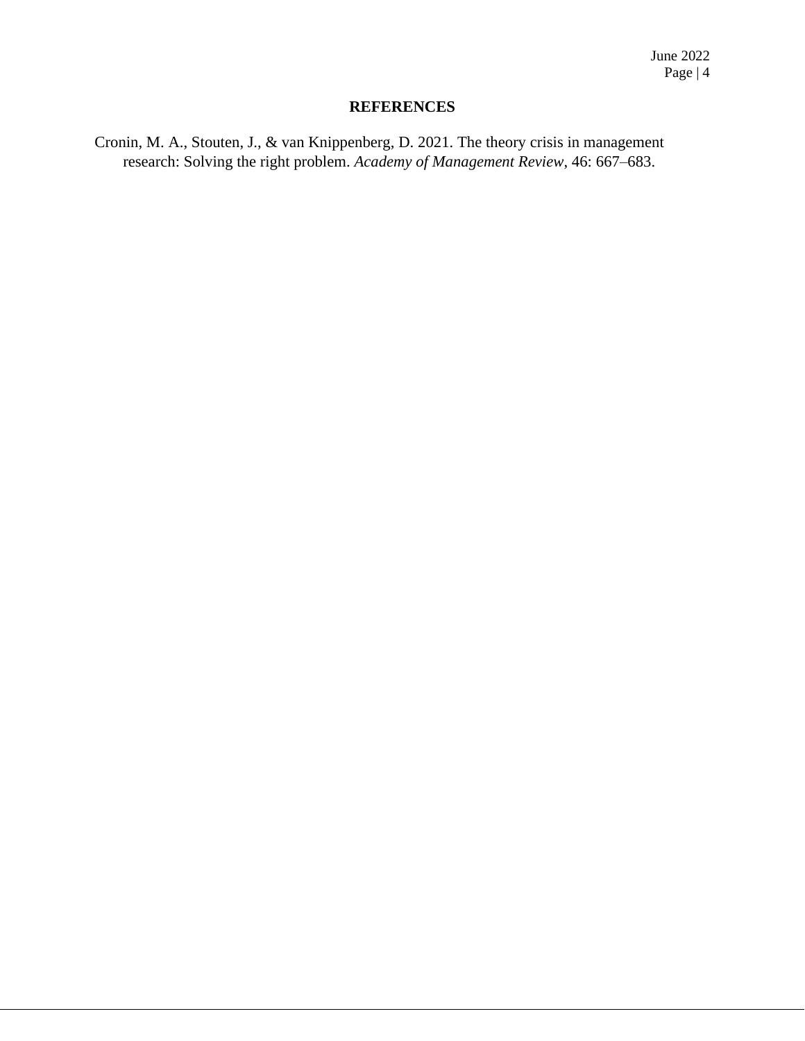# REFERENCES

Cronin, M. A., Stouten, J., & van Knippenberg, D. 2021. The theory crisis in management research: Solving the right problem. *Academy of Management Review*, 46: 667–683.